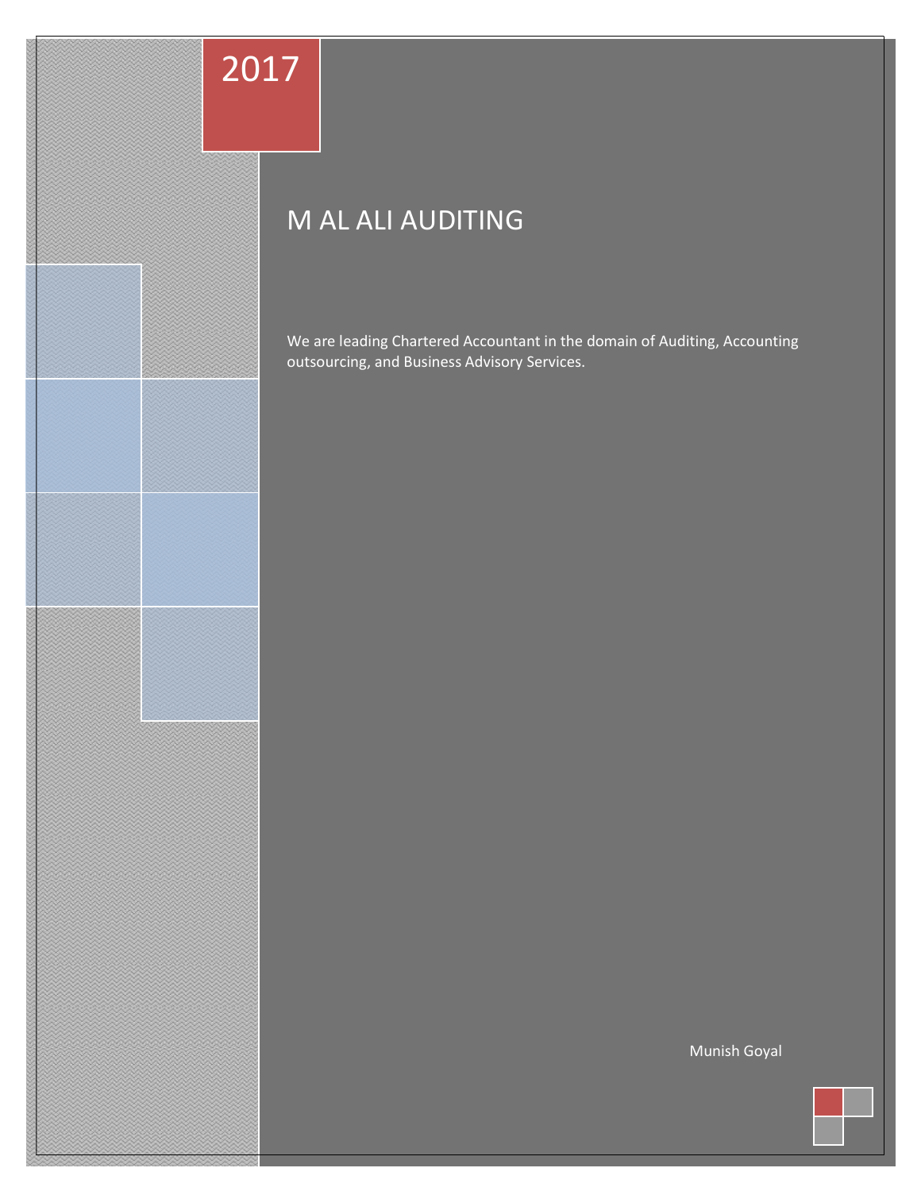2017

# M AL ALI AUDITING

We are leading Chartered Accountant in the domain of Auditing, Accounting outsourcing, and Business Advisory Services.

Munish Goyal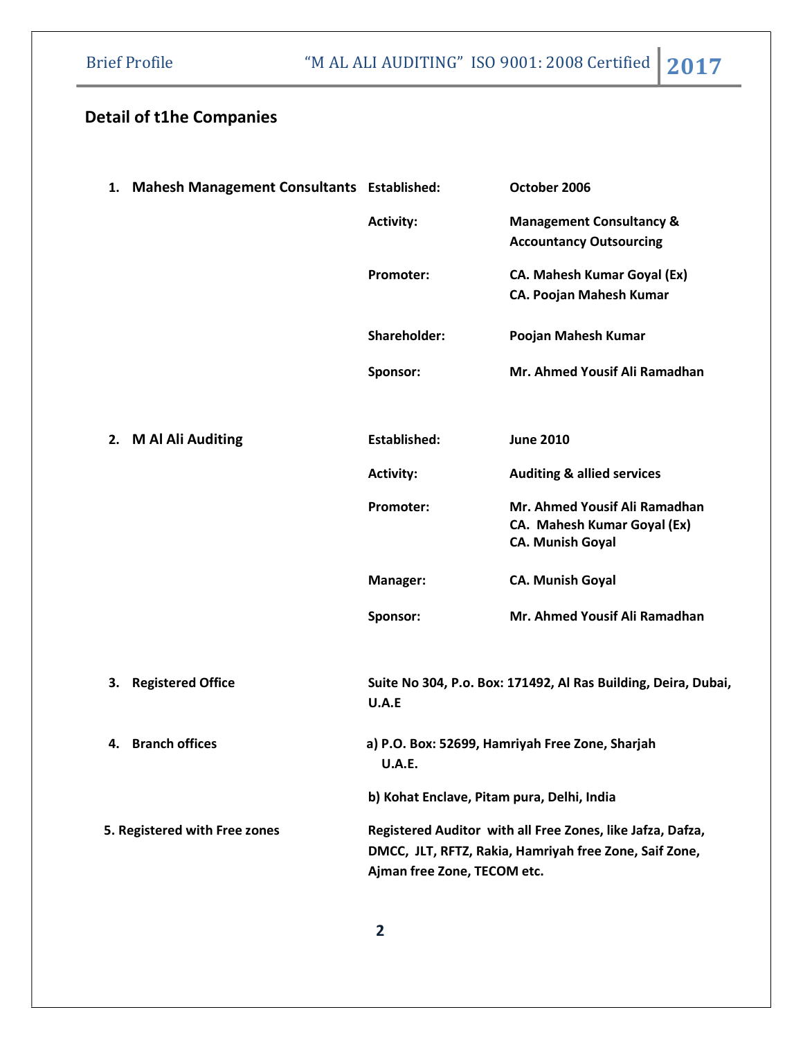## Detail of t1he Companies

| | | |
|---|---|---|
| **1. Mahesh Management Consultants** | **Established:** | **October 2006** |
| | **Activity:** | **Management Consultancy & Accountancy Outsourcing** |
| | **Promoter:** | **CA. Mahesh Kumar Goyal (Ex)**<br>**CA. Poojan Mahesh Kumar** |
| | **Shareholder:** | **Poojan Mahesh Kumar** |
| | **Sponsor:** | **Mr. Ahmed Yousif Ali Ramadhan** |
| **2. M Al Ali Auditing** | **Established:** | **June 2010** |
| | **Activity:** | **Auditing & allied services** |
| | **Promoter:** | **Mr. Ahmed Yousif Ali Ramadhan**<br>**CA. Mahesh Kumar Goyal (Ex)**<br>**CA. Munish Goyal** |
| | **Manager:** | **CA. Munish Goyal** |
| | **Sponsor:** | **Mr. Ahmed Yousif Ali Ramadhan** |

**3. Registered Office** — **Suite No 304, P.o. Box: 171492, Al Ras Building, Deira, Dubai, U.A.E**

**4. Branch offices**

**a) P.O. Box: 52699, Hamriyah Free Zone, Sharjah U.A.E.**

**b) Kohat Enclave, Pitam pura, Delhi, India**

**5. Registered with Free zones** — **Registered Auditor with all Free Zones, like Jafza, Dafza, DMCC, JLT, RFTZ, Rakia, Hamriyah free Zone, Saif Zone, Ajman free Zone, TECOM etc.**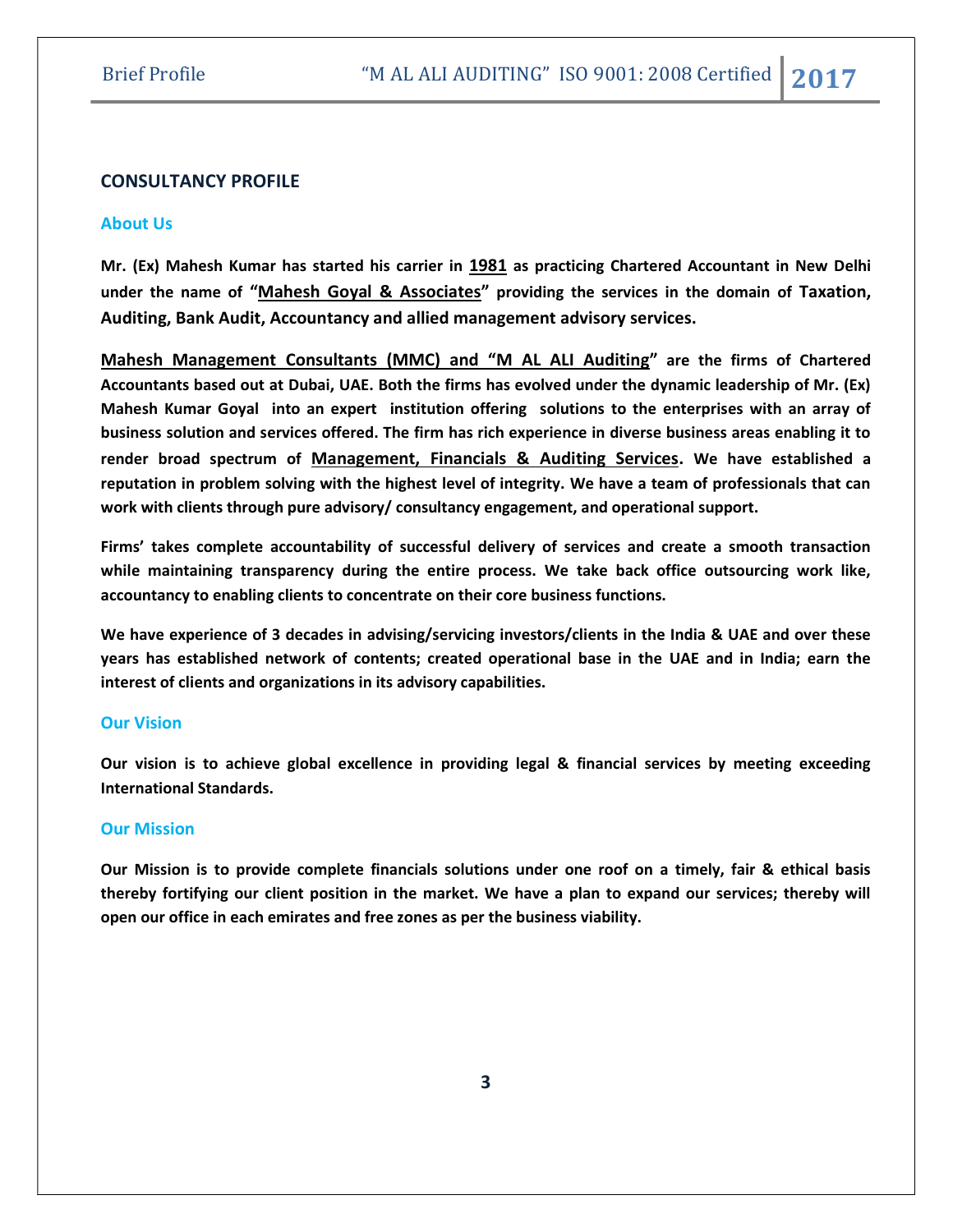## CONSULTANCY PROFILE

### About Us

**Mr. (Ex) Mahesh Kumar has started his carrier in <u>1981</u> as practicing Chartered Accountant in New Delhi under the name of "<u>Mahesh Goyal & Associates</u>" providing the services in the domain of Taxation, Auditing, Bank Audit, Accountancy and allied management advisory services.**

**<u>Mahesh Management Consultants (MMC) and "M AL ALI Auditing</u>" are the firms of Chartered Accountants based out at Dubai, UAE. Both the firms has evolved under the dynamic leadership of Mr. (Ex) Mahesh Kumar Goyal into an expert institution offering solutions to the enterprises with an array of business solution and services offered. The firm has rich experience in diverse business areas enabling it to render broad spectrum of <u>Management, Financials & Auditing Services</u>. We have established a reputation in problem solving with the highest level of integrity. We have a team of professionals that can work with clients through pure advisory/ consultancy engagement, and operational support.**

**Firms' takes complete accountability of successful delivery of services and create a smooth transaction while maintaining transparency during the entire process. We take back office outsourcing work like, accountancy to enabling clients to concentrate on their core business functions.**

**We have experience of 3 decades in advising/servicing investors/clients in the India & UAE and over these years has established network of contents; created operational base in the UAE and in India; earn the interest of clients and organizations in its advisory capabilities.**

### Our Vision

**Our vision is to achieve global excellence in providing legal & financial services by meeting exceeding International Standards.**

### Our Mission

**Our Mission is to provide complete financials solutions under one roof on a timely, fair & ethical basis thereby fortifying our client position in the market. We have a plan to expand our services; thereby will open our office in each emirates and free zones as per the business viability.**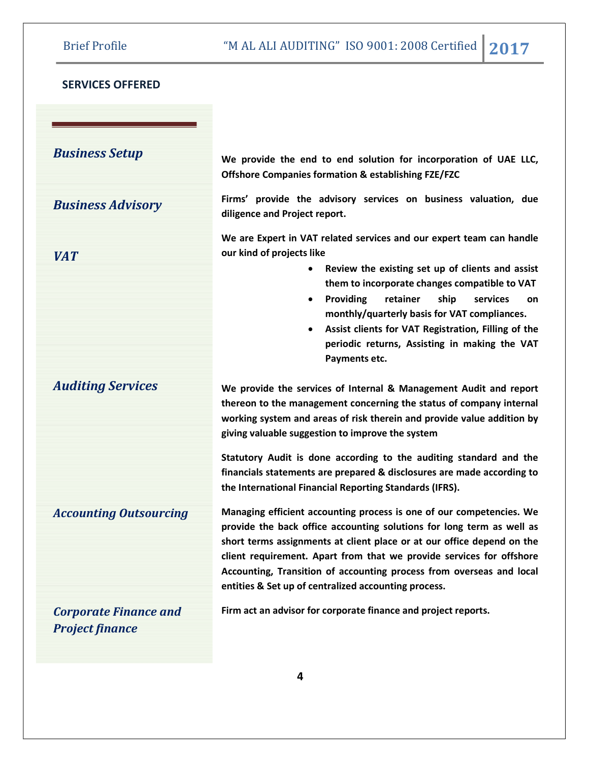## SERVICES OFFERED

### *Business Setup*

**We provide the end to end solution for incorporation of UAE LLC, Offshore Companies formation & establishing FZE/FZC**

### *Business Advisory*

**Firms' provide the advisory services on business valuation, due diligence and Project report.**

### *VAT*

**We are Expert in VAT related services and our expert team can handle our kind of projects like**

- **Review the existing set up of clients and assist them to incorporate changes compatible to VAT**
- **Providing retainer ship services on monthly/quarterly basis for VAT compliances.**
- **Assist clients for VAT Registration, Filling of the periodic returns, Assisting in making the VAT Payments etc.**

### *Auditing Services*

**We provide the services of Internal & Management Audit and report thereon to the management concerning the status of company internal working system and areas of risk therein and provide value addition by giving valuable suggestion to improve the system**

**Statutory Audit is done according to the auditing standard and the financials statements are prepared & disclosures are made according to the International Financial Reporting Standards (IFRS).**

### *Accounting Outsourcing*

**Managing efficient accounting process is one of our competencies. We provide the back office accounting solutions for long term as well as short terms assignments at client place or at our office depend on the client requirement. Apart from that we provide services for offshore Accounting, Transition of accounting process from overseas and local entities & Set up of centralized accounting process.**

### *Corporate Finance and Project finance*

**Firm act an advisor for corporate finance and project reports.**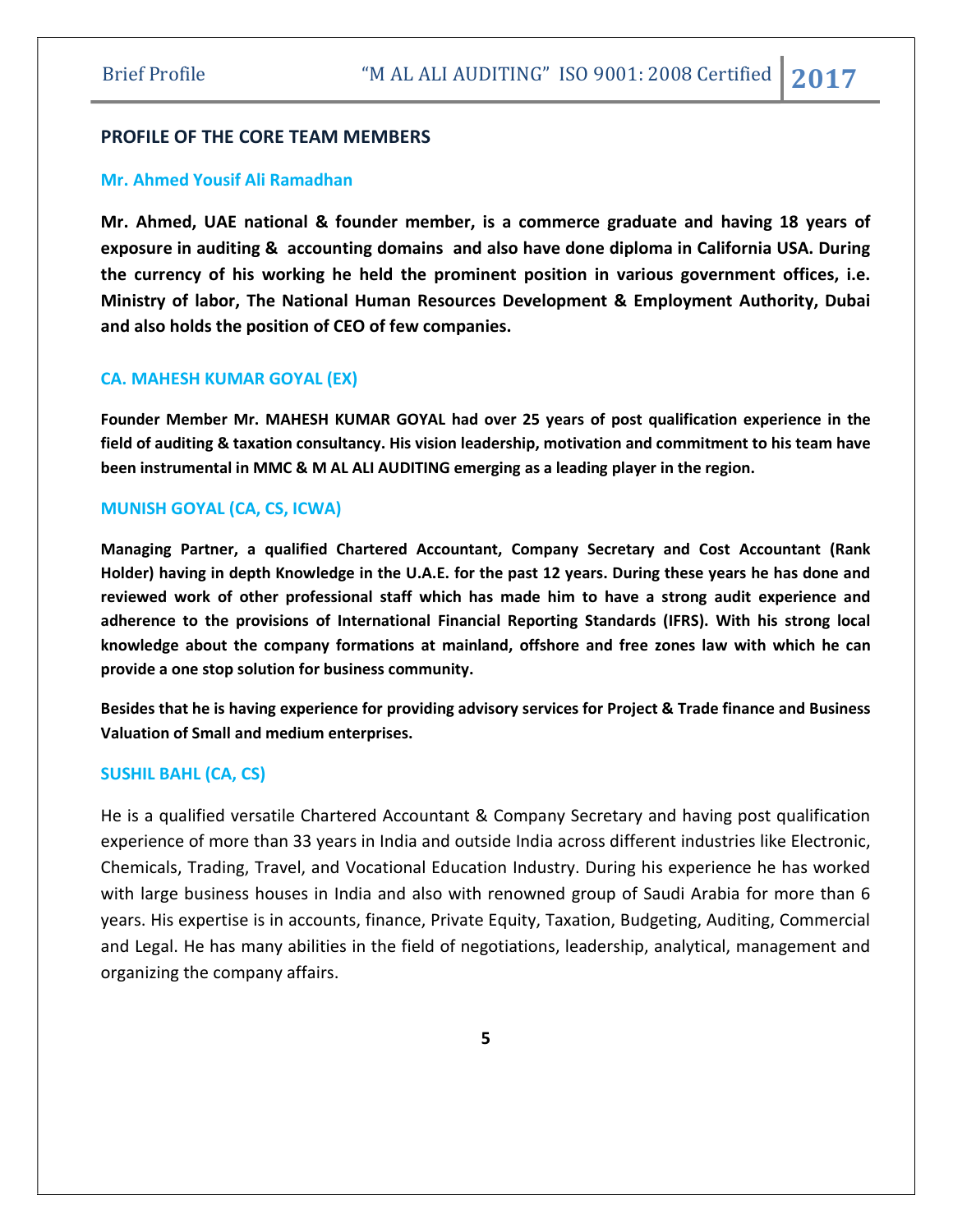## PROFILE OF THE CORE TEAM MEMBERS

### Mr. Ahmed Yousif Ali Ramadhan

**Mr. Ahmed, UAE national & founder member, is a commerce graduate and having 18 years of exposure in auditing & accounting domains and also have done diploma in California USA. During the currency of his working he held the prominent position in various government offices, i.e. Ministry of labor, The National Human Resources Development & Employment Authority, Dubai and also holds the position of CEO of few companies.**

### CA. MAHESH KUMAR GOYAL (EX)

**Founder Member Mr. MAHESH KUMAR GOYAL had over 25 years of post qualification experience in the field of auditing & taxation consultancy. His vision leadership, motivation and commitment to his team have been instrumental in MMC & M AL ALI AUDITING emerging as a leading player in the region.**

### MUNISH GOYAL (CA, CS, ICWA)

**Managing Partner, a qualified Chartered Accountant, Company Secretary and Cost Accountant (Rank Holder) having in depth Knowledge in the U.A.E. for the past 12 years. During these years he has done and reviewed work of other professional staff which has made him to have a strong audit experience and adherence to the provisions of International Financial Reporting Standards (IFRS). With his strong local knowledge about the company formations at mainland, offshore and free zones law with which he can provide a one stop solution for business community.**

**Besides that he is having experience for providing advisory services for Project & Trade finance and Business Valuation of Small and medium enterprises.**

### SUSHIL BAHL (CA, CS)

He is a qualified versatile Chartered Accountant & Company Secretary and having post qualification experience of more than 33 years in India and outside India across different industries like Electronic, Chemicals, Trading, Travel, and Vocational Education Industry. During his experience he has worked with large business houses in India and also with renowned group of Saudi Arabia for more than 6 years. His expertise is in accounts, finance, Private Equity, Taxation, Budgeting, Auditing, Commercial and Legal. He has many abilities in the field of negotiations, leadership, analytical, management and organizing the company affairs.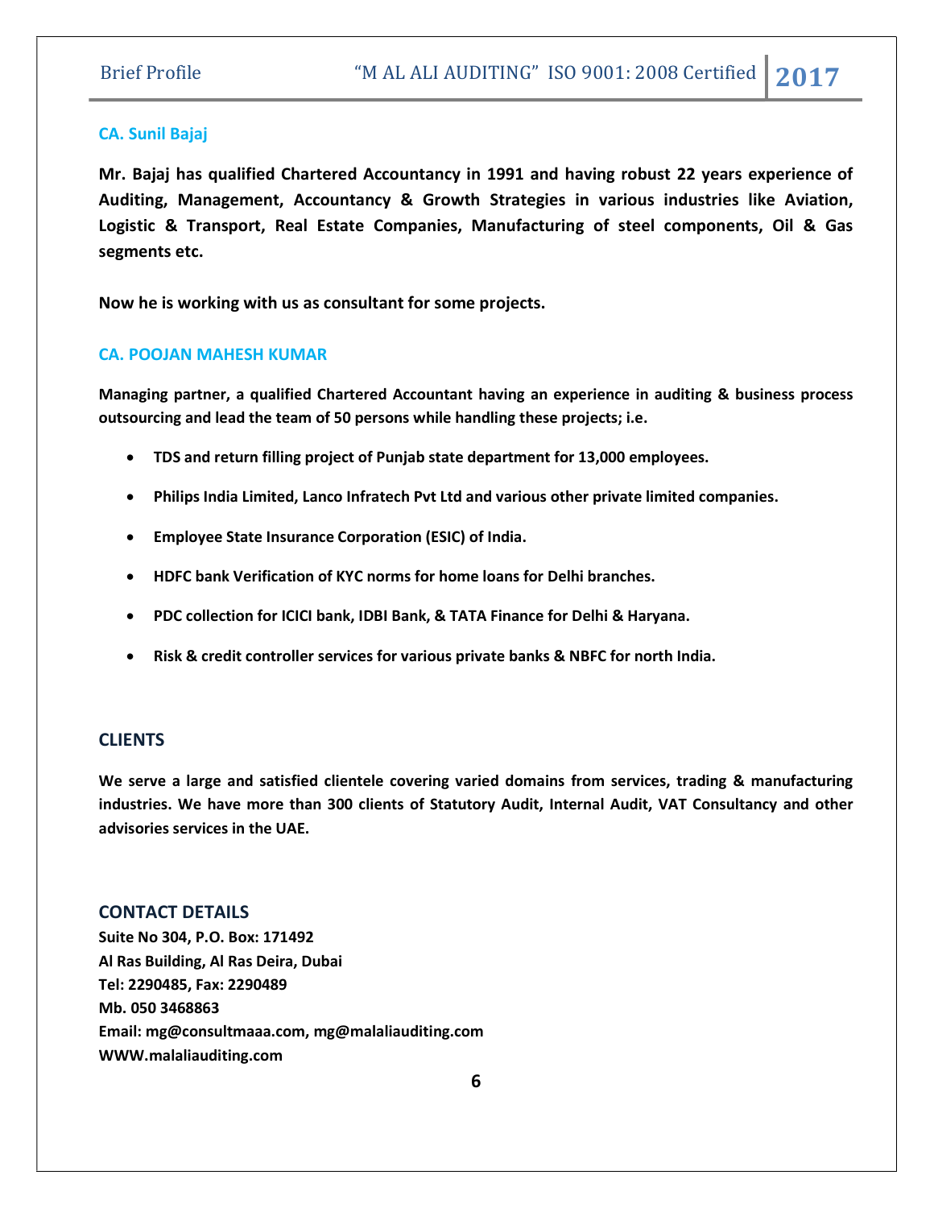### CA. Sunil Bajaj

**Mr. Bajaj has qualified Chartered Accountancy in 1991 and having robust 22 years experience of Auditing, Management, Accountancy & Growth Strategies in various industries like Aviation, Logistic & Transport, Real Estate Companies, Manufacturing of steel components, Oil & Gas segments etc.**

**Now he is working with us as consultant for some projects.**

### CA. POOJAN MAHESH KUMAR

**Managing partner, a qualified Chartered Accountant having an experience in auditing & business process outsourcing and lead the team of 50 persons while handling these projects; i.e.**

- **TDS and return filling project of Punjab state department for 13,000 employees.**
- **Philips India Limited, Lanco Infratech Pvt Ltd and various other private limited companies.**
- **Employee State Insurance Corporation (ESIC) of India.**
- **HDFC bank Verification of KYC norms for home loans for Delhi branches.**
- **PDC collection for ICICI bank, IDBI Bank, & TATA Finance for Delhi & Haryana.**
- **Risk & credit controller services for various private banks & NBFC for north India.**

## CLIENTS

**We serve a large and satisfied clientele covering varied domains from services, trading & manufacturing industries. We have more than 300 clients of Statutory Audit, Internal Audit, VAT Consultancy and other advisories services in the UAE.**

## CONTACT DETAILS

**Suite No 304, P.O. Box: 171492**
**Al Ras Building, Al Ras Deira, Dubai**
**Tel: 2290485, Fax: 2290489**
**Mb. 050 3468863**
**Email: mg@consultmaaa.com, mg@malaliauditing.com**
**WWW.malaliauditing.com**